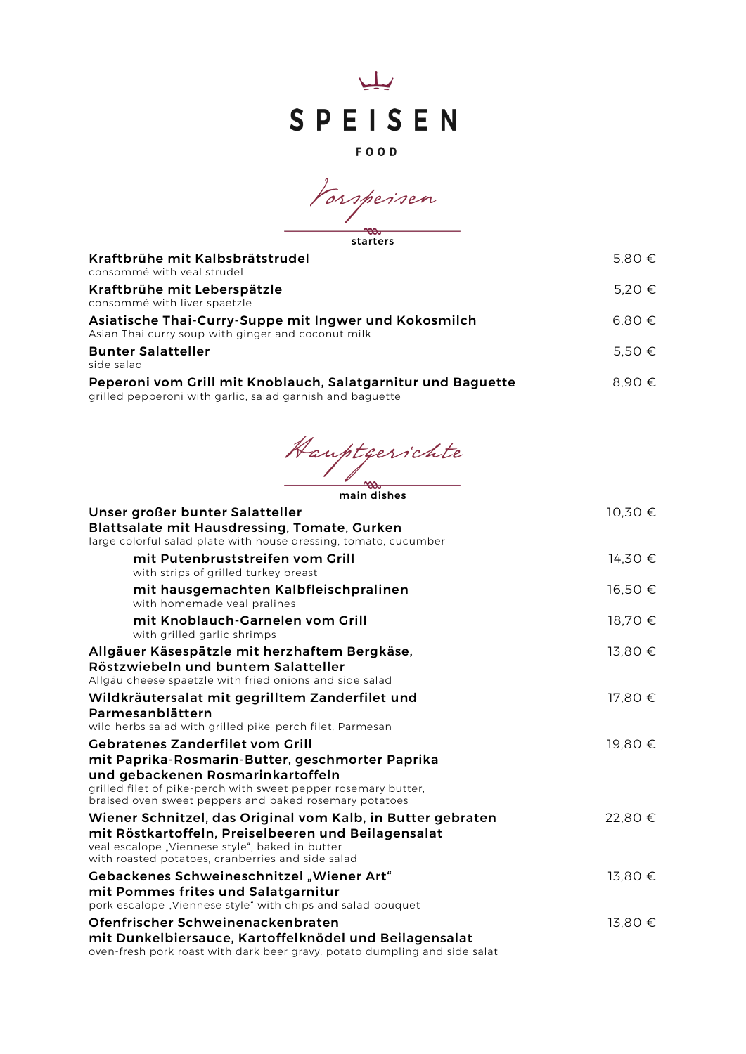# SPEISEN

FOOD

## *Vorspeisen*

starters

**Kraftbrühe mit Kalbsbrätstrudel** — 5,80 €
consommé with veal strudel

**Kraftbrühe mit Leberspätzle** — 5,20 €
consommé with liver spaetzle

**Asiatische Thai-Curry-Suppe mit Ingwer und Kokosmilch** — 6,80 €
Asian Thai curry soup with ginger and coconut milk

**Bunter Salatteller** — 5,50 €
side salad

**Peperoni vom Grill mit Knoblauch, Salatgarnitur und Baguette** — 8,90 €
grilled pepperoni with garlic, salad garnish and baguette

## *Hauptgerichte*

main dishes

**Unser großer bunter Salatteller**
**Blattsalate mit Hausdressing, Tomate, Gurken** — 10,30 €
large colorful salad plate with house dressing, tomato, cucumber

- **mit Putenbruststreifen vom Grill** — 14,30 €
  with strips of grilled turkey breast
- **mit hausgemachten Kalbfleischpralinen** — 16,50 €
  with homemade veal pralines
- **mit Knoblauch-Garnelen vom Grill** — 18,70 €
  with grilled garlic shrimps

**Allgäuer Käsespätzle mit herzhaftem Bergkäse,**
**Röstzwiebeln und buntem Salatteller** — 13,80 €
Allgäu cheese spaetzle with fried onions and side salad

**Wildkräutersalat mit gegrilltem Zanderfilet und**
**Parmesanblättern** — 17,80 €
wild herbs salad with grilled pike-perch filet, Parmesan

**Gebratenes Zanderfilet vom Grill**
**mit Paprika-Rosmarin-Butter, geschmorter Paprika**
**und gebackenen Rosmarinkartoffeln** — 19,80 €
grilled filet of pike-perch with sweet pepper rosemary butter,
braised oven sweet peppers and baked rosemary potatoes

**Wiener Schnitzel, das Original vom Kalb, in Butter gebraten**
**mit Röstkartoffeln, Preiselbeeren und Beilagensalat** — 22,80 €
veal escalope „Viennese style", baked in butter
with roasted potatoes, cranberries and side salad

**Gebackenes Schweineschnitzel „Wiener Art"**
**mit Pommes frites und Salatgarnitur** — 13,80 €
pork escalope „Viennese style" with chips and salad bouquet

**Ofenfrischer Schweinenackenbraten**
**mit Dunkelbiersauce, Kartoffelknödel und Beilagensalat** — 13,80 €
oven-fresh pork roast with dark beer gravy, potato dumpling and side salat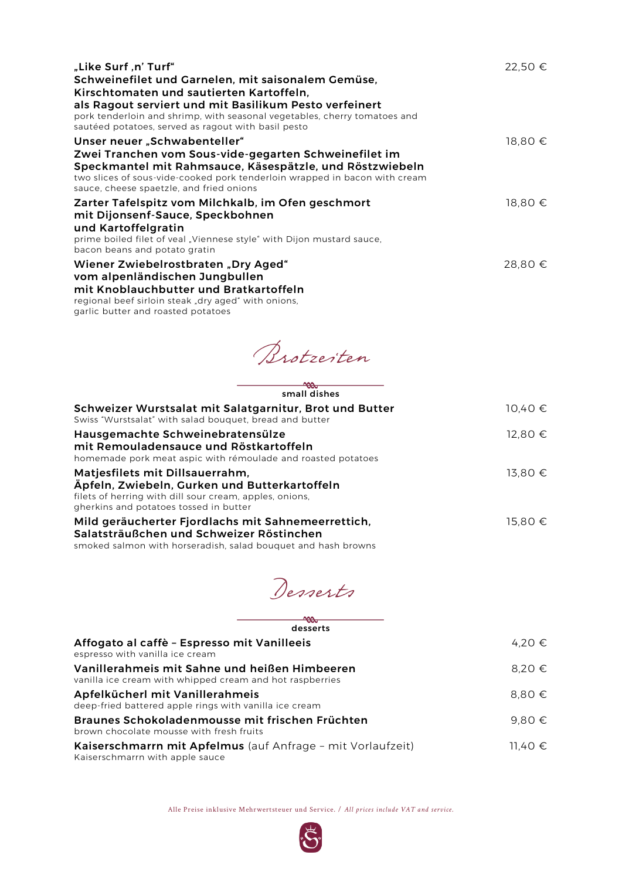**„Like Surf ‚n' Turf"**
**Schweinefilet und Garnelen, mit saisonalem Gemüse, Kirschtomaten und sautierten Kartoffeln, als Ragout serviert und mit Basilikum Pesto verfeinert** — 22,50 €
pork tenderloin and shrimp, with seasonal vegetables, cherry tomatoes and sautéed potatoes, served as ragout with basil pesto

**Unser neuer „Schwabenteller"**
**Zwei Tranchen vom Sous-vide-gegarten Schweinefilet im Speckmantel mit Rahmsauce, Käsespätzle, und Röstzwiebeln** — 18,80 €
two slices of sous-vide-cooked pork tenderloin wrapped in bacon with cream sauce, cheese spaetzle, and fried onions

**Zarter Tafelspitz vom Milchkalb, im Ofen geschmort mit Dijonsenf-Sauce, Speckbohnen und Kartoffelgratin** — 18,80 €
prime boiled filet of veal „Viennese style" with Dijon mustard sauce, bacon beans and potato gratin

**Wiener Zwiebelrostbraten „Dry Aged" vom alpenländischen Jungbullen mit Knoblauchbutter und Bratkartoffeln** — 28,80 €
regional beef sirloin steak „dry aged" with onions, garlic butter and roasted potatoes

## *Brotzeiten*

**small dishes**

**Schweizer Wurstsalat mit Salatgarnitur, Brot und Butter** — 10,40 €
Swiss "Wurstsalat" with salad bouquet, bread and butter

**Hausgemachte Schweinebratensülze mit Remouladensauce und Röstkartoffeln** — 12,80 €
homemade pork meat aspic with rémoulade and roasted potatoes

**Matjesfilets mit Dillsauerrahm, Äpfeln, Zwiebeln, Gurken und Butterkartoffeln** — 13,80 €
filets of herring with dill sour cream, apples, onions, gherkins and potatoes tossed in butter

**Mild geräucherter Fjordlachs mit Sahnemeerrettich, Salatsträußchen und Schweizer Röstinchen** — 15,80 €
smoked salmon with horseradish, salad bouquet and hash browns

## *Desserts*

**desserts**

**Affogato al caffè – Espresso mit Vanilleeis** — 4,20 €
espresso with vanilla ice cream

**Vanillerahmeis mit Sahne und heißen Himbeeren** — 8,20 €
vanilla ice cream with whipped cream and hot raspberries

**Apfelkücherl mit Vanillerahmeis** — 8,80 €
deep-fried battered apple rings with vanilla ice cream

**Braunes Schokoladenmousse mit frischen Früchten** — 9,80 €
brown chocolate mousse with fresh fruits

**Kaiserschmarrn mit Apfelmus** (auf Anfrage – mit Vorlaufzeit) — 11,40 €
Kaiserschmarrn with apple sauce

Alle Preise inklusive Mehrwertsteuer und Service. / *All prices include VAT and service.*